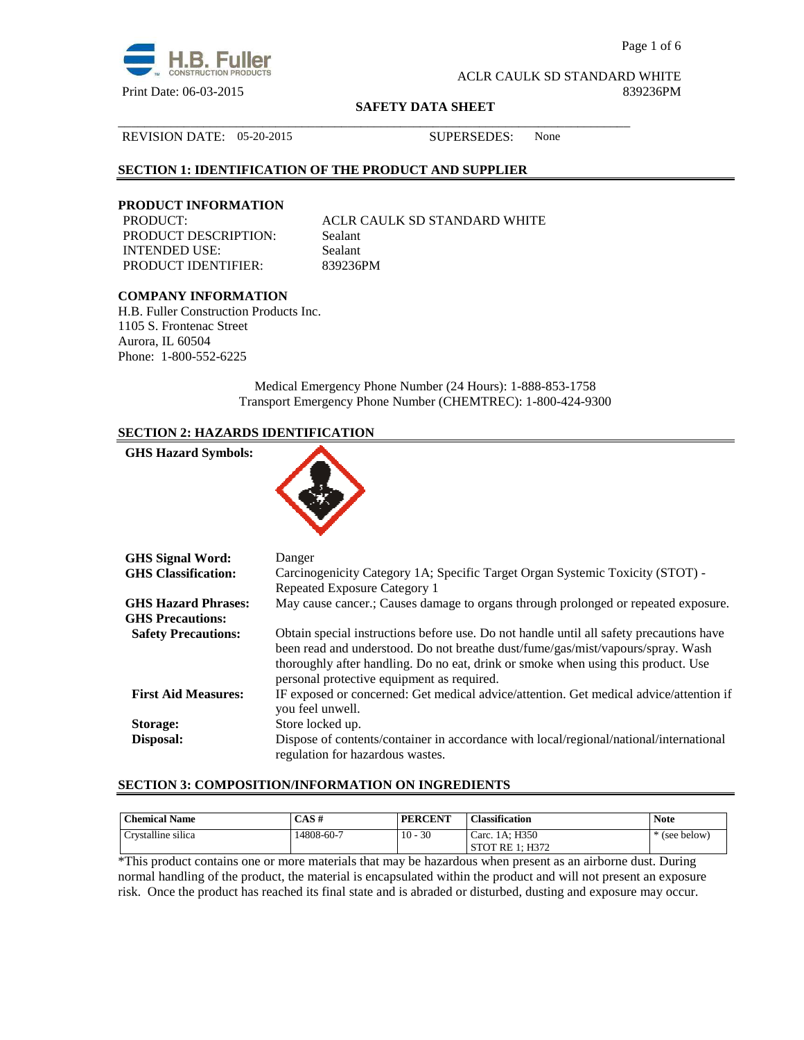ACLR CAULK SD STANDARD WHITE

Print Date: 06-03-2015 839236PM

**SAFETY DATA SHEET**

REVISION DATE: 05-20-2015 SUPERSEDES: None

## SECTION 1: IDENTIFICATION OF THE PRODUCT AND SUPPLIER

### PRODUCT INFORMATION

PRODUCT: ACLR CAULK SD STANDARD WHITE
PRODUCT DESCRIPTION: Sealant
INTENDED USE: Sealant
PRODUCT IDENTIFIER: 839236PM

### COMPANY INFORMATION

H.B. Fuller Construction Products Inc.
1105 S. Frontenac Street
Aurora, IL 60504
Phone: 1-800-552-6225

Medical Emergency Phone Number (24 Hours): 1-888-853-1758
Transport Emergency Phone Number (CHEMTREC): 1-800-424-9300

## SECTION 2: HAZARDS IDENTIFICATION

**GHS Hazard Symbols:**

**GHS Signal Word:** Danger

**GHS Classification:** Carcinogenicity Category 1A; Specific Target Organ Systemic Toxicity (STOT) - Repeated Exposure Category 1

**GHS Hazard Phrases:** May cause cancer.; Causes damage to organs through prolonged or repeated exposure.

**GHS Precautions:**

**Safety Precautions:** Obtain special instructions before use. Do not handle until all safety precautions have been read and understood. Do not breathe dust/fume/gas/mist/vapours/spray. Wash thoroughly after handling. Do no eat, drink or smoke when using this product. Use personal protective equipment as required.

**First Aid Measures:** IF exposed or concerned: Get medical advice/attention. Get medical advice/attention if you feel unwell.

**Storage:** Store locked up.

**Disposal:** Dispose of contents/container in accordance with local/regional/national/international regulation for hazardous wastes.

## SECTION 3: COMPOSITION/INFORMATION ON INGREDIENTS

| Chemical Name | CAS # | PERCENT | Classification | Note |
|---|---|---|---|---|
| Crystalline silica | 14808-60-7 | 10 - 30 | Carc. 1A; H350<br>STOT RE 1; H372 | * (see below) |

*This product contains one or more materials that may be hazardous when present as an airborne dust. During normal handling of the product, the material is encapsulated within the product and will not present an exposure risk. Once the product has reached its final state and is abraded or disturbed, dusting and exposure may occur.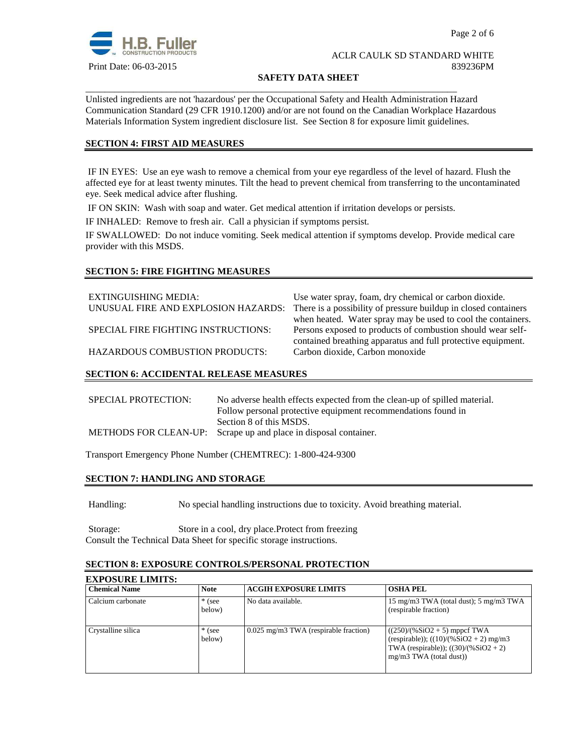Unlisted ingredients are not 'hazardous' per the Occupational Safety and Health Administration Hazard Communication Standard (29 CFR 1910.1200) and/or are not found on the Canadian Workplace Hazardous Materials Information System ingredient disclosure list. See Section 8 for exposure limit guidelines.

## SECTION 4: FIRST AID MEASURES

IF IN EYES: Use an eye wash to remove a chemical from your eye regardless of the level of hazard. Flush the affected eye for at least twenty minutes. Tilt the head to prevent chemical from transferring to the uncontaminated eye. Seek medical advice after flushing.

IF ON SKIN: Wash with soap and water. Get medical attention if irritation develops or persists.

IF INHALED: Remove to fresh air. Call a physician if symptoms persist.

IF SWALLOWED: Do not induce vomiting. Seek medical attention if symptoms develop. Provide medical care provider with this MSDS.

## SECTION 5: FIRE FIGHTING MEASURES

EXTINGUISHING MEDIA: Use water spray, foam, dry chemical or carbon dioxide.

UNUSUAL FIRE AND EXPLOSION HAZARDS: There is a possibility of pressure buildup in closed containers when heated. Water spray may be used to cool the containers.

SPECIAL FIRE FIGHTING INSTRUCTIONS: Persons exposed to products of combustion should wear self-contained breathing apparatus and full protective equipment.

HAZARDOUS COMBUSTION PRODUCTS: Carbon dioxide, Carbon monoxide

## SECTION 6: ACCIDENTAL RELEASE MEASURES

SPECIAL PROTECTION: No adverse health effects expected from the clean-up of spilled material. Follow personal protective equipment recommendations found in Section 8 of this MSDS.

METHODS FOR CLEAN-UP: Scrape up and place in disposal container.

Transport Emergency Phone Number (CHEMTREC): 1-800-424-9300

## SECTION 7: HANDLING AND STORAGE

Handling: No special handling instructions due to toxicity. Avoid breathing material.

Storage: Store in a cool, dry place.Protect from freezing
Consult the Technical Data Sheet for specific storage instructions.

## SECTION 8: EXPOSURE CONTROLS/PERSONAL PROTECTION

### EXPOSURE LIMITS:

| Chemical Name | Note | ACGIH EXPOSURE LIMITS | OSHA PEL |
|---|---|---|---|
| Calcium carbonate | * (see below) | No data available. | 15 mg/m3 TWA (total dust); 5 mg/m3 TWA (respirable fraction) |
| Crystalline silica | * (see below) | 0.025 mg/m3 TWA (respirable fraction) | ((250)/(%$SiO_2$ + 5) mppcf TWA (respirable)); ((10)/(%$SiO_2$ + 2) mg/m3 TWA (respirable)); ((30)/(%$SiO_2$ + 2) mg/m3 TWA (total dust)) |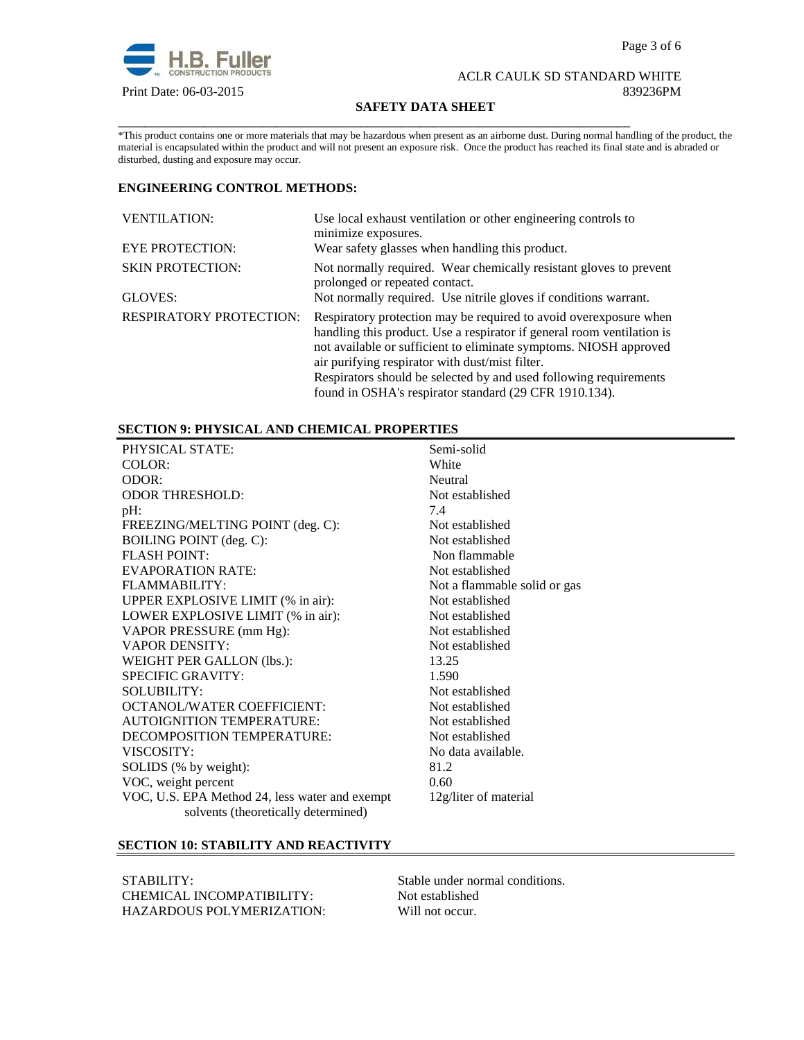*This product contains one or more materials that may be hazardous when present as an airborne dust. During normal handling of the product, the material is encapsulated within the product and will not present an exposure risk. Once the product has reached its final state and is abraded or disturbed, dusting and exposure may occur.

**ENGINEERING CONTROL METHODS:**

| | |
|---|---|
| VENTILATION: | Use local exhaust ventilation or other engineering controls to minimize exposures. |
| EYE PROTECTION: | Wear safety glasses when handling this product. |
| SKIN PROTECTION: | Not normally required. Wear chemically resistant gloves to prevent prolonged or repeated contact. |
| GLOVES: | Not normally required. Use nitrile gloves if conditions warrant. |
| RESPIRATORY PROTECTION: | Respiratory protection may be required to avoid overexposure when handling this product. Use a respirator if general room ventilation is not available or sufficient to eliminate symptoms. NIOSH approved air purifying respirator with dust/mist filter. Respirators should be selected by and used following requirements found in OSHA's respirator standard (29 CFR 1910.134). |

## SECTION 9: PHYSICAL AND CHEMICAL PROPERTIES

| | |
|---|---|
| PHYSICAL STATE: | Semi-solid |
| COLOR: | White |
| ODOR: | Neutral |
| ODOR THRESHOLD: | Not established |
| pH: | 7.4 |
| FREEZING/MELTING POINT (deg. C): | Not established |
| BOILING POINT (deg. C): | Not established |
| FLASH POINT: | Non flammable |
| EVAPORATION RATE: | Not established |
| FLAMMABILITY: | Not a flammable solid or gas |
| UPPER EXPLOSIVE LIMIT (% in air): | Not established |
| LOWER EXPLOSIVE LIMIT (% in air): | Not established |
| VAPOR PRESSURE (mm Hg): | Not established |
| VAPOR DENSITY: | Not established |
| WEIGHT PER GALLON (lbs.): | 13.25 |
| SPECIFIC GRAVITY: | 1.590 |
| SOLUBILITY: | Not established |
| OCTANOL/WATER COEFFICIENT: | Not established |
| AUTOIGNITION TEMPERATURE: | Not established |
| DECOMPOSITION TEMPERATURE: | Not established |
| VISCOSITY: | No data available. |
| SOLIDS (% by weight): | 81.2 |
| VOC, weight percent | 0.60 |
| VOC, U.S. EPA Method 24, less water and exempt solvents (theoretically determined) | 12g/liter of material |

## SECTION 10: STABILITY AND REACTIVITY

| | |
|---|---|
| STABILITY: | Stable under normal conditions. |
| CHEMICAL INCOMPATIBILITY: | Not established |
| HAZARDOUS POLYMERIZATION: | Will not occur. |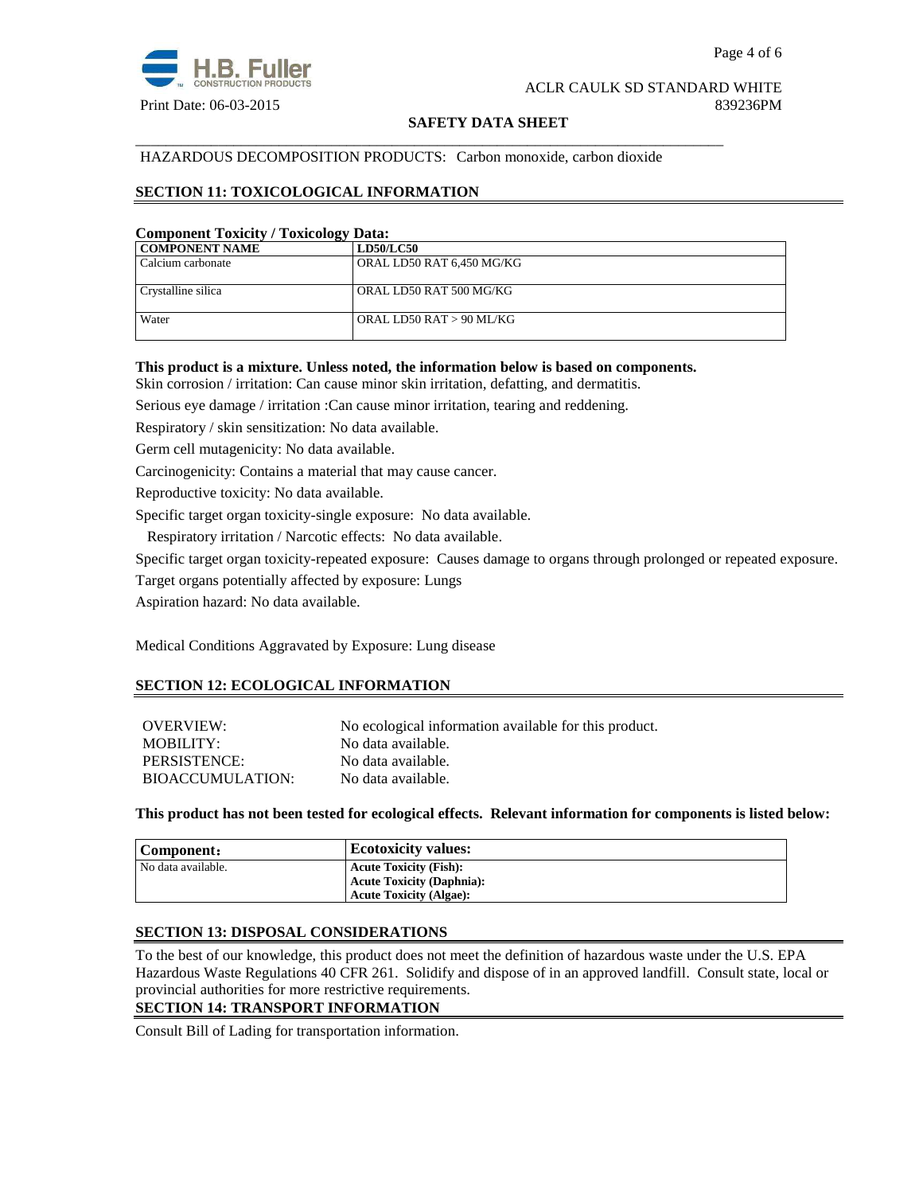HAZARDOUS DECOMPOSITION PRODUCTS: Carbon monoxide, carbon dioxide

## SECTION 11: TOXICOLOGICAL INFORMATION

**Component Toxicity / Toxicology Data:**

| COMPONENT NAME | LD50/LC50 |
|---|---|
| Calcium carbonate | ORAL LD50 RAT 6,450 MG/KG |
| Crystalline silica | ORAL LD50 RAT 500 MG/KG |
| Water | ORAL LD50 RAT > 90 ML/KG |

**This product is a mixture. Unless noted, the information below is based on components.**

Skin corrosion / irritation: Can cause minor skin irritation, defatting, and dermatitis.

Serious eye damage / irritation :Can cause minor irritation, tearing and reddening.

Respiratory / skin sensitization: No data available.

Germ cell mutagenicity: No data available.

Carcinogenicity: Contains a material that may cause cancer.

Reproductive toxicity: No data available.

Specific target organ toxicity-single exposure: No data available.

Respiratory irritation / Narcotic effects: No data available.

Specific target organ toxicity-repeated exposure: Causes damage to organs through prolonged or repeated exposure.

Target organs potentially affected by exposure: Lungs

Aspiration hazard: No data available.

Medical Conditions Aggravated by Exposure: Lung disease

## SECTION 12: ECOLOGICAL INFORMATION

| | |
|---|---|
| OVERVIEW: | No ecological information available for this product. |
| MOBILITY: | No data available. |
| PERSISTENCE: | No data available. |
| BIOACCUMULATION: | No data available. |

**This product has not been tested for ecological effects. Relevant information for components is listed below:**

| Component: | Ecotoxicity values: |
|---|---|
| No data available. | **Acute Toxicity (Fish):** <br> **Acute Toxicity (Daphnia):** <br> **Acute Toxicity (Algae):** |

## SECTION 13: DISPOSAL CONSIDERATIONS

To the best of our knowledge, this product does not meet the definition of hazardous waste under the U.S. EPA Hazardous Waste Regulations 40 CFR 261. Solidify and dispose of in an approved landfill. Consult state, local or provincial authorities for more restrictive requirements.

## SECTION 14: TRANSPORT INFORMATION

Consult Bill of Lading for transportation information.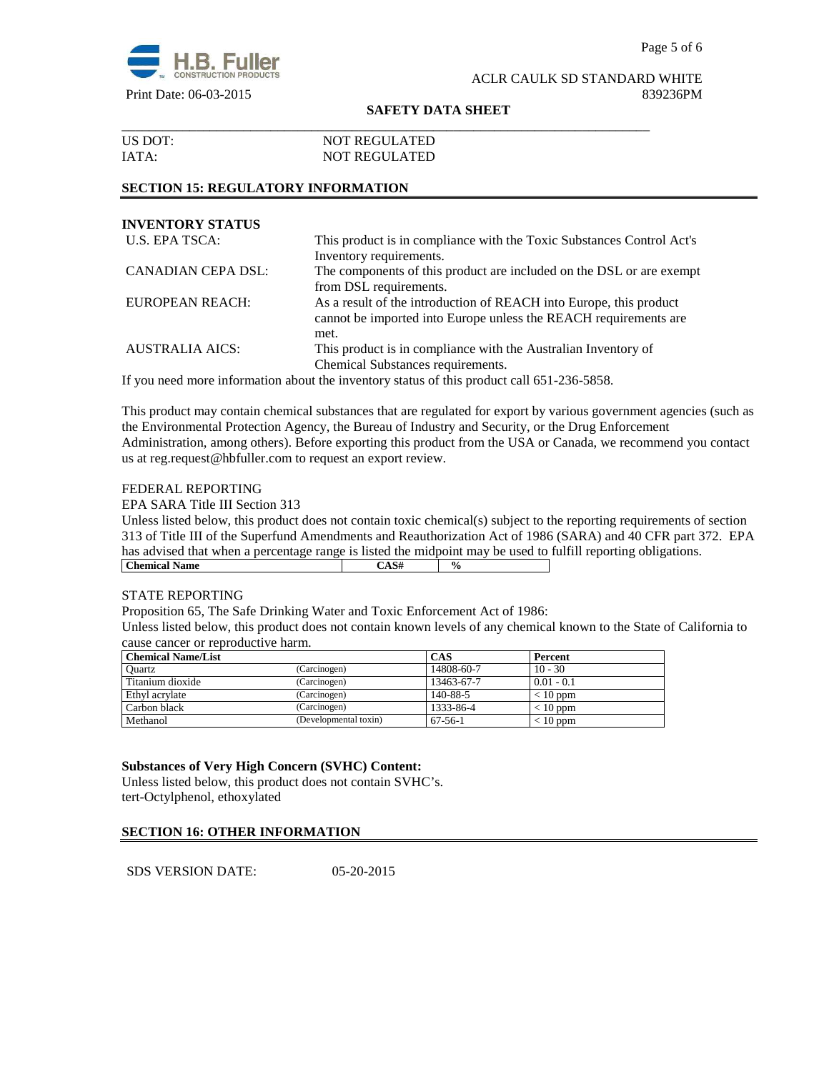US DOT: NOT REGULATED
IATA: NOT REGULATED

## SECTION 15: REGULATORY INFORMATION

**INVENTORY STATUS**

| | |
|---|---|
| U.S. EPA TSCA: | This product is in compliance with the Toxic Substances Control Act's Inventory requirements. |
| CANADIAN CEPA DSL: | The components of this product are included on the DSL or are exempt from DSL requirements. |
| EUROPEAN REACH: | As a result of the introduction of REACH into Europe, this product cannot be imported into Europe unless the REACH requirements are met. |
| AUSTRALIA AICS: | This product is in compliance with the Australian Inventory of Chemical Substances requirements. |

If you need more information about the inventory status of this product call 651-236-5858.

This product may contain chemical substances that are regulated for export by various government agencies (such as the Environmental Protection Agency, the Bureau of Industry and Security, or the Drug Enforcement Administration, among others). Before exporting this product from the USA or Canada, we recommend you contact us at reg.request@hbfuller.com to request an export review.

FEDERAL REPORTING

EPA SARA Title III Section 313

Unless listed below, this product does not contain toxic chemical(s) subject to the reporting requirements of section 313 of Title III of the Superfund Amendments and Reauthorization Act of 1986 (SARA) and 40 CFR part 372. EPA has advised that when a percentage range is listed the midpoint may be used to fulfill reporting obligations.

| Chemical Name | CAS# | % |
|---|---|---|

STATE REPORTING

Proposition 65, The Safe Drinking Water and Toxic Enforcement Act of 1986:

Unless listed below, this product does not contain known levels of any chemical known to the State of California to cause cancer or reproductive harm.

| Chemical Name/List | | CAS | Percent |
|---|---|---|---|
| Quartz | (Carcinogen) | 14808-60-7 | 10 - 30 |
| Titanium dioxide | (Carcinogen) | 13463-67-7 | 0.01 - 0.1 |
| Ethyl acrylate | (Carcinogen) | 140-88-5 | < 10 ppm |
| Carbon black | (Carcinogen) | 1333-86-4 | < 10 ppm |
| Methanol | (Developmental toxin) | 67-56-1 | < 10 ppm |

**Substances of Very High Concern (SVHC) Content:**

Unless listed below, this product does not contain SVHC's.

tert-Octylphenol, ethoxylated

## SECTION 16: OTHER INFORMATION

SDS VERSION DATE: 05-20-2015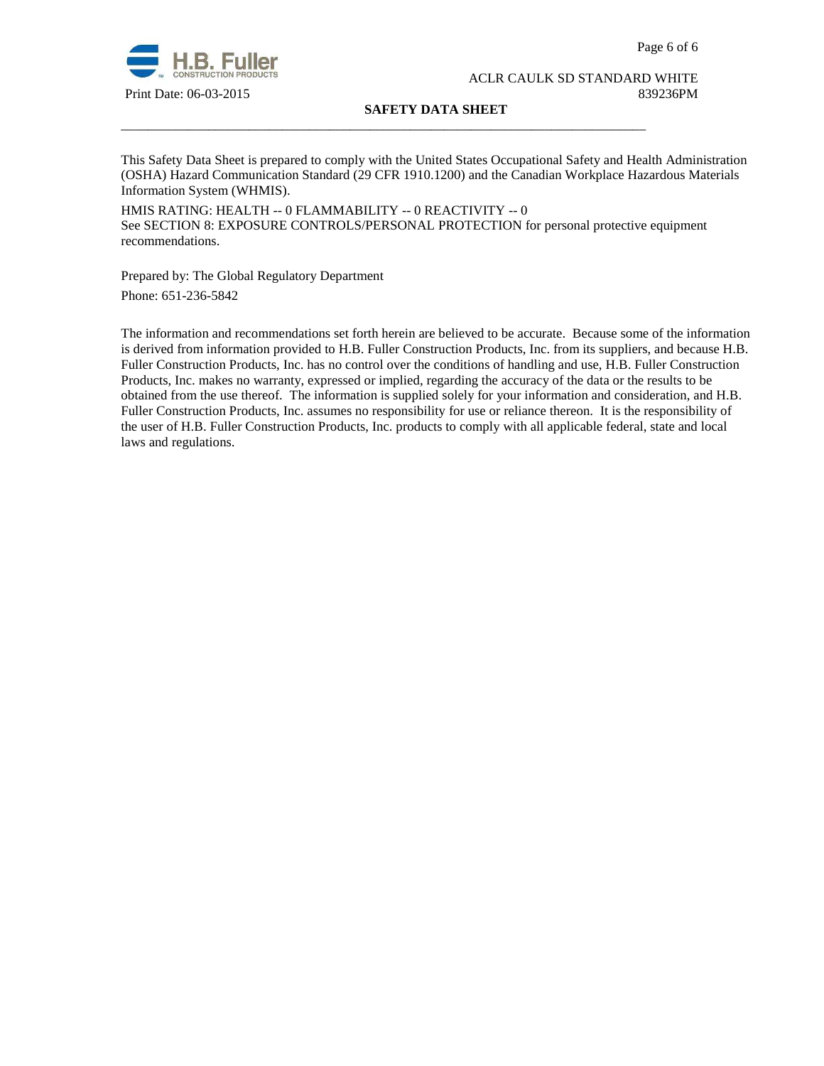This Safety Data Sheet is prepared to comply with the United States Occupational Safety and Health Administration (OSHA) Hazard Communication Standard (29 CFR 1910.1200) and the Canadian Workplace Hazardous Materials Information System (WHMIS).

HMIS RATING: HEALTH -- 0 FLAMMABILITY -- 0 REACTIVITY -- 0
See SECTION 8: EXPOSURE CONTROLS/PERSONAL PROTECTION for personal protective equipment recommendations.

Prepared by: The Global Regulatory Department

Phone: 651-236-5842

The information and recommendations set forth herein are believed to be accurate. Because some of the information is derived from information provided to H.B. Fuller Construction Products, Inc. from its suppliers, and because H.B. Fuller Construction Products, Inc. has no control over the conditions of handling and use, H.B. Fuller Construction Products, Inc. makes no warranty, expressed or implied, regarding the accuracy of the data or the results to be obtained from the use thereof. The information is supplied solely for your information and consideration, and H.B. Fuller Construction Products, Inc. assumes no responsibility for use or reliance thereon. It is the responsibility of the user of H.B. Fuller Construction Products, Inc. products to comply with all applicable federal, state and local laws and regulations.